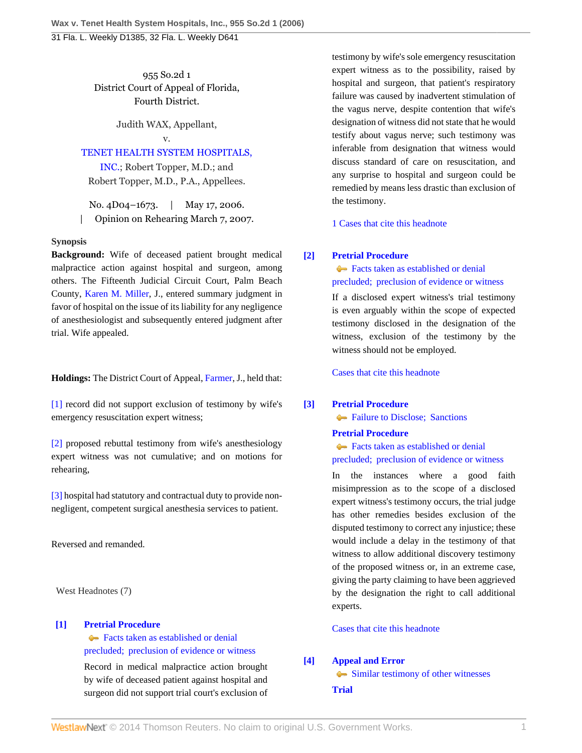955 So.2d 1
District Court of Appeal of Florida,
Fourth District.

Judith WAX, Appellant,
v.
TENET HEALTH SYSTEM HOSPITALS, INC.; Robert Topper, M.D.; and Robert Topper, M.D., P.A., Appellees.

No. 4D04–1673. | May 17, 2006.
| Opinion on Rehearing March 7, 2007.

**Synopsis**

**Background:** Wife of deceased patient brought medical malpractice action against hospital and surgeon, among others. The Fifteenth Judicial Circuit Court, Palm Beach County, Karen M. Miller, J., entered summary judgment in favor of hospital on the issue of its liability for any negligence of anesthesiologist and subsequently entered judgment after trial. Wife appealed.

**Holdings:** The District Court of Appeal, Farmer, J., held that:

[1] record did not support exclusion of testimony by wife's emergency resuscitation expert witness;

[2] proposed rebuttal testimony from wife's anesthesiology expert witness was not cumulative; and on motions for rehearing,

[3] hospital had statutory and contractual duty to provide non-negligent, competent surgical anesthesia services to patient.

Reversed and remanded.

West Headnotes (7)

**[1] Pretrial Procedure**
Facts taken as established or denial precluded; preclusion of evidence or witness

Record in medical malpractice action brought by wife of deceased patient against hospital and surgeon did not support trial court's exclusion of testimony by wife's sole emergency resuscitation expert witness as to the possibility, raised by hospital and surgeon, that patient's respiratory failure was caused by inadvertent stimulation of the vagus nerve, despite contention that wife's designation of witness did not state that he would testify about vagus nerve; such testimony was inferable from designation that witness would discuss standard of care on resuscitation, and any surprise to hospital and surgeon could be remedied by means less drastic than exclusion of the testimony.

1 Cases that cite this headnote

**[2] Pretrial Procedure**
Facts taken as established or denial precluded; preclusion of evidence or witness

If a disclosed expert witness's trial testimony is even arguably within the scope of expected testimony disclosed in the designation of the witness, exclusion of the testimony by the witness should not be employed.

Cases that cite this headnote

**[3] Pretrial Procedure**
Failure to Disclose; Sanctions

**Pretrial Procedure**
Facts taken as established or denial precluded; preclusion of evidence or witness

In the instances where a good faith misimpression as to the scope of a disclosed expert witness's testimony occurs, the trial judge has other remedies besides exclusion of the disputed testimony to correct any injustice; these would include a delay in the testimony of that witness to allow additional discovery testimony of the proposed witness or, in an extreme case, giving the party claiming to have been aggrieved by the designation the right to call additional experts.

Cases that cite this headnote

**[4] Appeal and Error**
Similar testimony of other witnesses

**Trial**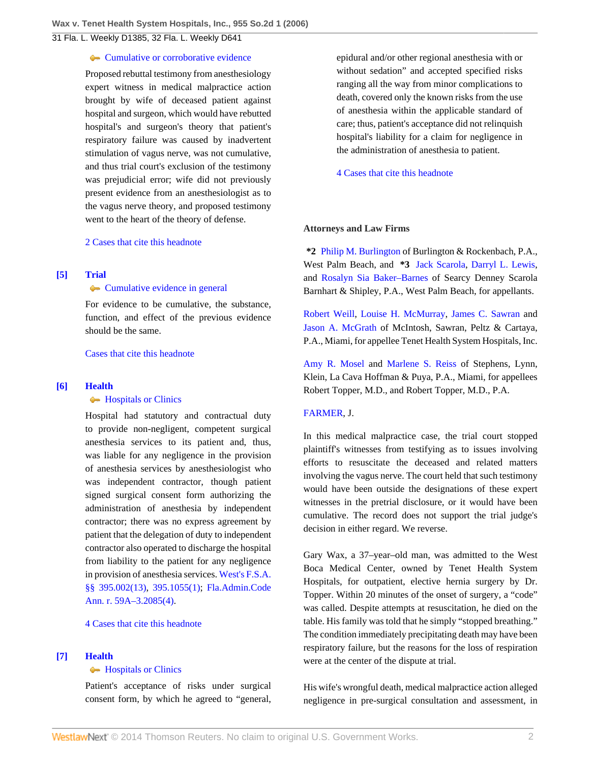Cumulative or corroborative evidence

Proposed rebuttal testimony from anesthesiology expert witness in medical malpractice action brought by wife of deceased patient against hospital and surgeon, which would have rebutted hospital's and surgeon's theory that patient's respiratory failure was caused by inadvertent stimulation of vagus nerve, was not cumulative, and thus trial court's exclusion of the testimony was prejudicial error; wife did not previously present evidence from an anesthesiologist as to the vagus nerve theory, and proposed testimony went to the heart of the theory of defense.

2 Cases that cite this headnote

**[5]** **Trial**

Cumulative evidence in general

For evidence to be cumulative, the substance, function, and effect of the previous evidence should be the same.

Cases that cite this headnote

**[6]** **Health**

Hospitals or Clinics

Hospital had statutory and contractual duty to provide non-negligent, competent surgical anesthesia services to its patient and, thus, was liable for any negligence in the provision of anesthesia services by anesthesiologist who was independent contractor, though patient signed surgical consent form authorizing the administration of anesthesia by independent contractor; there was no express agreement by patient that the delegation of duty to independent contractor also operated to discharge the hospital from liability to the patient for any negligence in provision of anesthesia services. West's F.S.A. §§ 395.002(13), 395.1055(1); Fla.Admin.Code Ann. r. 59A–3.2085(4).

4 Cases that cite this headnote

**[7]** **Health**

Hospitals or Clinics

Patient's acceptance of risks under surgical consent form, by which he agreed to "general, epidural and/or other regional anesthesia with or without sedation" and accepted specified risks ranging all the way from minor complications to death, covered only the known risks from the use of anesthesia within the applicable standard of care; thus, patient's acceptance did not relinquish hospital's liability for a claim for negligence in the administration of anesthesia to patient.

4 Cases that cite this headnote

**Attorneys and Law Firms**

**\*2** Philip M. Burlington of Burlington & Rockenbach, P.A., West Palm Beach, and **\*3** Jack Scarola, Darryl L. Lewis, and Rosalyn Sia Baker–Barnes of Searcy Denney Scarola Barnhart & Shipley, P.A., West Palm Beach, for appellants.

Robert Weill, Louise H. McMurray, James C. Sawran and Jason A. McGrath of McIntosh, Sawran, Peltz & Cartaya, P.A., Miami, for appellee Tenet Health System Hospitals, Inc.

Amy R. Mosel and Marlene S. Reiss of Stephens, Lynn, Klein, La Cava Hoffman & Puya, P.A., Miami, for appellees Robert Topper, M.D., and Robert Topper, M.D., P.A.

FARMER, J.

In this medical malpractice case, the trial court stopped plaintiff's witnesses from testifying as to issues involving efforts to resuscitate the deceased and related matters involving the vagus nerve. The court held that such testimony would have been outside the designations of these expert witnesses in the pretrial disclosure, or it would have been cumulative. The record does not support the trial judge's decision in either regard. We reverse.

Gary Wax, a 37–year–old man, was admitted to the West Boca Medical Center, owned by Tenet Health System Hospitals, for outpatient, elective hernia surgery by Dr. Topper. Within 20 minutes of the onset of surgery, a "code" was called. Despite attempts at resuscitation, he died on the table. His family was told that he simply "stopped breathing." The condition immediately precipitating death may have been respiratory failure, but the reasons for the loss of respiration were at the center of the dispute at trial.

His wife's wrongful death, medical malpractice action alleged negligence in pre-surgical consultation and assessment, in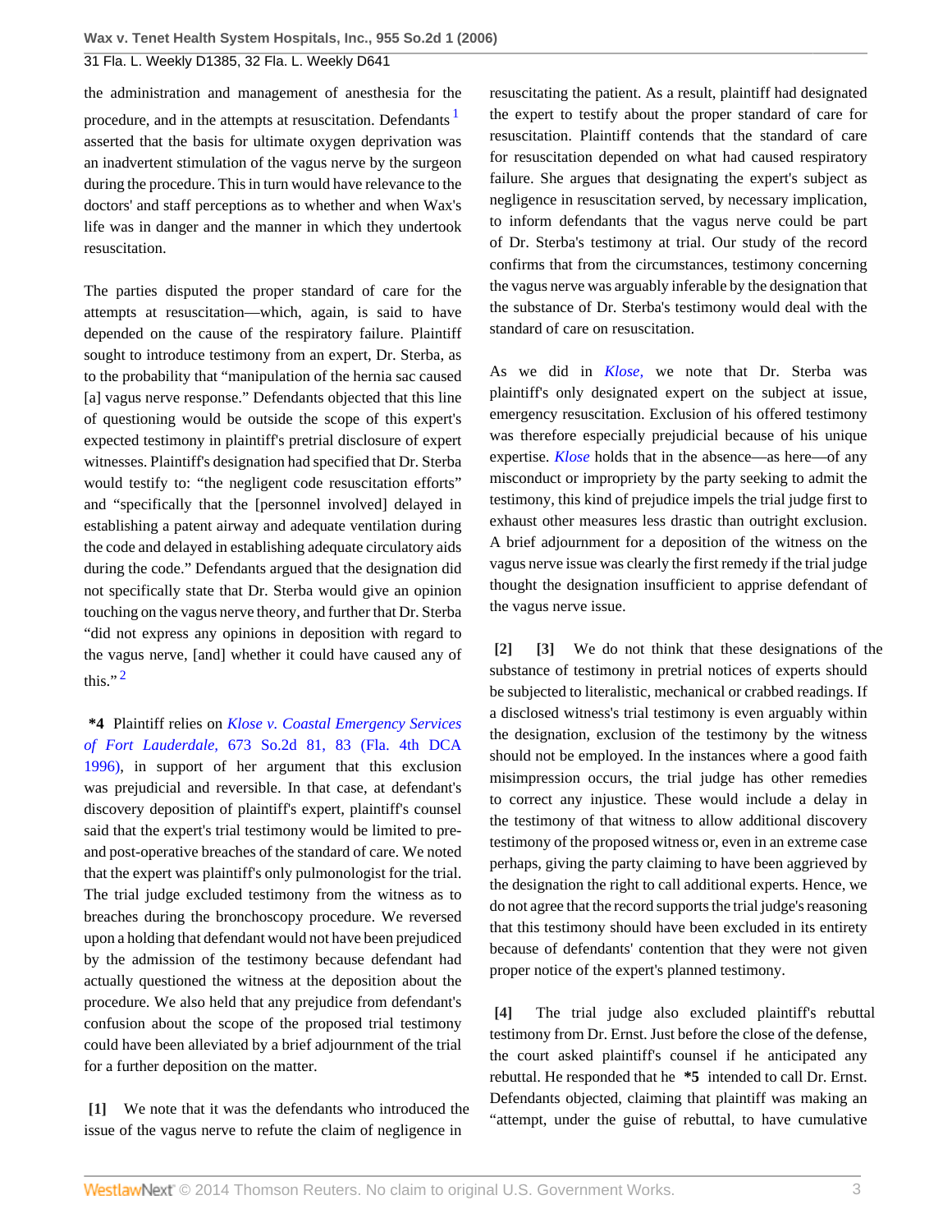the administration and management of anesthesia for the procedure, and in the attempts at resuscitation. Defendants [1] asserted that the basis for ultimate oxygen deprivation was an inadvertent stimulation of the vagus nerve by the surgeon during the procedure. This in turn would have relevance to the doctors' and staff perceptions as to whether and when Wax's life was in danger and the manner in which they undertook resuscitation.

The parties disputed the proper standard of care for the attempts at resuscitation—which, again, is said to have depended on the cause of the respiratory failure. Plaintiff sought to introduce testimony from an expert, Dr. Sterba, as to the probability that "manipulation of the hernia sac caused [a] vagus nerve response." Defendants objected that this line of questioning would be outside the scope of this expert's expected testimony in plaintiff's pretrial disclosure of expert witnesses. Plaintiff's designation had specified that Dr. Sterba would testify to: "the negligent code resuscitation efforts" and "specifically that the [personnel involved] delayed in establishing a patent airway and adequate ventilation during the code and delayed in establishing adequate circulatory aids during the code." Defendants argued that the designation did not specifically state that Dr. Sterba would give an opinion touching on the vagus nerve theory, and further that Dr. Sterba "did not express any opinions in deposition with regard to the vagus nerve, [and] whether it could have caused any of this." [2]

**\*4** Plaintiff relies on *Klose v. Coastal Emergency Services of Fort Lauderdale,* 673 So.2d 81, 83 (Fla. 4th DCA 1996), in support of her argument that this exclusion was prejudicial and reversible. In that case, at defendant's discovery deposition of plaintiff's expert, plaintiff's counsel said that the expert's trial testimony would be limited to pre- and post-operative breaches of the standard of care. We noted that the expert was plaintiff's only pulmonologist for the trial. The trial judge excluded testimony from the witness as to breaches during the bronchoscopy procedure. We reversed upon a holding that defendant would not have been prejudiced by the admission of the testimony because defendant had actually questioned the witness at the deposition about the procedure. We also held that any prejudice from defendant's confusion about the scope of the proposed trial testimony could have been alleviated by a brief adjournment of the trial for a further deposition on the matter.

**[1]** We note that it was the defendants who introduced the issue of the vagus nerve to refute the claim of negligence in resuscitating the patient. As a result, plaintiff had designated the expert to testify about the proper standard of care for resuscitation. Plaintiff contends that the standard of care for resuscitation depended on what had caused respiratory failure. She argues that designating the expert's subject as negligence in resuscitation served, by necessary implication, to inform defendants that the vagus nerve could be part of Dr. Sterba's testimony at trial. Our study of the record confirms that from the circumstances, testimony concerning the vagus nerve was arguably inferable by the designation that the substance of Dr. Sterba's testimony would deal with the standard of care on resuscitation.

As we did in *Klose,* we note that Dr. Sterba was plaintiff's only designated expert on the subject at issue, emergency resuscitation. Exclusion of his offered testimony was therefore especially prejudicial because of his unique expertise. *Klose* holds that in the absence—as here—of any misconduct or impropriety by the party seeking to admit the testimony, this kind of prejudice impels the trial judge first to exhaust other measures less drastic than outright exclusion. A brief adjournment for a deposition of the witness on the vagus nerve issue was clearly the first remedy if the trial judge thought the designation insufficient to apprise defendant of the vagus nerve issue.

**[2] [3]** We do not think that these designations of the substance of testimony in pretrial notices of experts should be subjected to literalistic, mechanical or crabbed readings. If a disclosed witness's trial testimony is even arguably within the designation, exclusion of the testimony by the witness should not be employed. In the instances where a good faith misimpression occurs, the trial judge has other remedies to correct any injustice. These would include a delay in the testimony of that witness to allow additional discovery testimony of the proposed witness or, even in an extreme case perhaps, giving the party claiming to have been aggrieved by the designation the right to call additional experts. Hence, we do not agree that the record supports the trial judge's reasoning that this testimony should have been excluded in its entirety because of defendants' contention that they were not given proper notice of the expert's planned testimony.

**[4]** The trial judge also excluded plaintiff's rebuttal testimony from Dr. Ernst. Just before the close of the defense, the court asked plaintiff's counsel if he anticipated any rebuttal. He responded that he **\*5** intended to call Dr. Ernst. Defendants objected, claiming that plaintiff was making an "attempt, under the guise of rebuttal, to have cumulative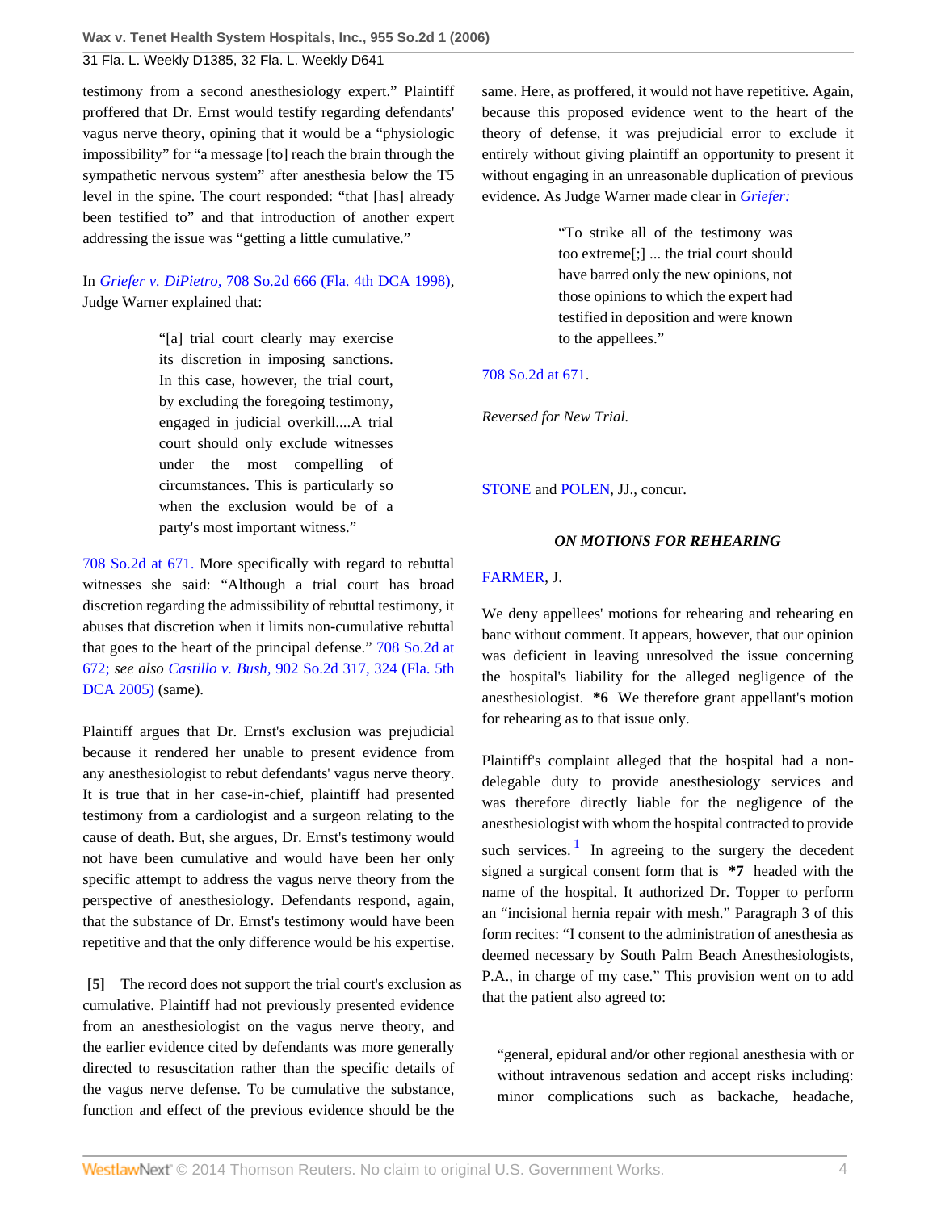testimony from a second anesthesiology expert." Plaintiff proffered that Dr. Ernst would testify regarding defendants' vagus nerve theory, opining that it would be a "physiologic impossibility" for "a message [to] reach the brain through the sympathetic nervous system" after anesthesia below the T5 level in the spine. The court responded: "that [has] already been testified to" and that introduction of another expert addressing the issue was "getting a little cumulative."

In *Griefer v. DiPietro,* 708 So.2d 666 (Fla. 4th DCA 1998), Judge Warner explained that:

> "[a] trial court clearly may exercise its discretion in imposing sanctions. In this case, however, the trial court, by excluding the foregoing testimony, engaged in judicial overkill....A trial court should only exclude witnesses under the most compelling of circumstances. This is particularly so when the exclusion would be of a party's most important witness."

708 So.2d at 671. More specifically with regard to rebuttal witnesses she said: "Although a trial court has broad discretion regarding the admissibility of rebuttal testimony, it abuses that discretion when it limits non-cumulative rebuttal that goes to the heart of the principal defense." 708 So.2d at 672; *see also Castillo v. Bush,* 902 So.2d 317, 324 (Fla. 5th DCA 2005) (same).

Plaintiff argues that Dr. Ernst's exclusion was prejudicial because it rendered her unable to present evidence from any anesthesiologist to rebut defendants' vagus nerve theory. It is true that in her case-in-chief, plaintiff had presented testimony from a cardiologist and a surgeon relating to the cause of death. But, she argues, Dr. Ernst's testimony would not have been cumulative and would have been her only specific attempt to address the vagus nerve theory from the perspective of anesthesiology. Defendants respond, again, that the substance of Dr. Ernst's testimony would have been repetitive and that the only difference would be his expertise.

**[5]** The record does not support the trial court's exclusion as cumulative. Plaintiff had not previously presented evidence from an anesthesiologist on the vagus nerve theory, and the earlier evidence cited by defendants was more generally directed to resuscitation rather than the specific details of the vagus nerve defense. To be cumulative the substance, function and effect of the previous evidence should be the same. Here, as proffered, it would not have repetitive. Again, because this proposed evidence went to the heart of the theory of defense, it was prejudicial error to exclude it entirely without giving plaintiff an opportunity to present it without engaging in an unreasonable duplication of previous evidence. As Judge Warner made clear in *Griefer:*

> "To strike all of the testimony was too extreme[;] ... the trial court should have barred only the new opinions, not those opinions to which the expert had testified in deposition and were known to the appellees."

708 So.2d at 671.

*Reversed for New Trial.*

STONE and POLEN, JJ., concur.

### *ON MOTIONS FOR REHEARING*

FARMER, J.

We deny appellees' motions for rehearing and rehearing en banc without comment. It appears, however, that our opinion was deficient in leaving unresolved the issue concerning the hospital's liability for the alleged negligence of the anesthesiologist. **\*6** We therefore grant appellant's motion for rehearing as to that issue only.

Plaintiff's complaint alleged that the hospital had a non-delegable duty to provide anesthesiology services and was therefore directly liable for the negligence of the anesthesiologist with whom the hospital contracted to provide such services.[1] In agreeing to the surgery the decedent signed a surgical consent form that is **\*7** headed with the name of the hospital. It authorized Dr. Topper to perform an "incisional hernia repair with mesh." Paragraph 3 of this form recites: "I consent to the administration of anesthesia as deemed necessary by South Palm Beach Anesthesiologists, P.A., in charge of my case." This provision went on to add that the patient also agreed to:

> "general, epidural and/or other regional anesthesia with or without intravenous sedation and accept risks including: minor complications such as backache, headache,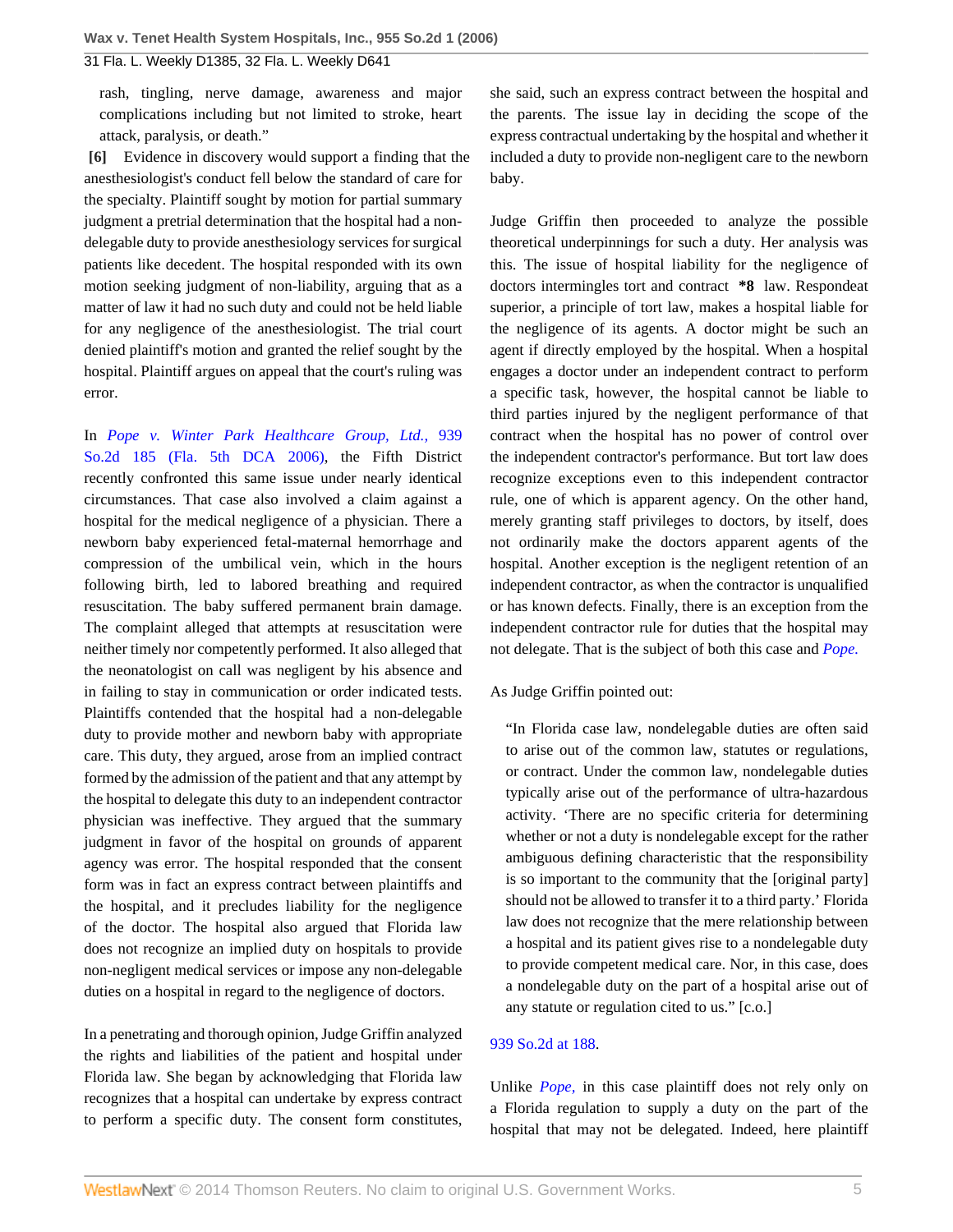rash, tingling, nerve damage, awareness and major complications including but not limited to stroke, heart attack, paralysis, or death."

**[6]** Evidence in discovery would support a finding that the anesthesiologist's conduct fell below the standard of care for the specialty. Plaintiff sought by motion for partial summary judgment a pretrial determination that the hospital had a non-delegable duty to provide anesthesiology services for surgical patients like decedent. The hospital responded with its own motion seeking judgment of non-liability, arguing that as a matter of law it had no such duty and could not be held liable for any negligence of the anesthesiologist. The trial court denied plaintiff's motion and granted the relief sought by the hospital. Plaintiff argues on appeal that the court's ruling was error.

In *Pope v. Winter Park Healthcare Group, Ltd.,* 939 So.2d 185 (Fla. 5th DCA 2006), the Fifth District recently confronted this same issue under nearly identical circumstances. That case also involved a claim against a hospital for the medical negligence of a physician. There a newborn baby experienced fetal-maternal hemorrhage and compression of the umbilical vein, which in the hours following birth, led to labored breathing and required resuscitation. The baby suffered permanent brain damage. The complaint alleged that attempts at resuscitation were neither timely nor competently performed. It also alleged that the neonatologist on call was negligent by his absence and in failing to stay in communication or order indicated tests. Plaintiffs contended that the hospital had a non-delegable duty to provide mother and newborn baby with appropriate care. This duty, they argued, arose from an implied contract formed by the admission of the patient and that any attempt by the hospital to delegate this duty to an independent contractor physician was ineffective. They argued that the summary judgment in favor of the hospital on grounds of apparent agency was error. The hospital responded that the consent form was in fact an express contract between plaintiffs and the hospital, and it precludes liability for the negligence of the doctor. The hospital also argued that Florida law does not recognize an implied duty on hospitals to provide non-negligent medical services or impose any non-delegable duties on a hospital in regard to the negligence of doctors.

In a penetrating and thorough opinion, Judge Griffin analyzed the rights and liabilities of the patient and hospital under Florida law. She began by acknowledging that Florida law recognizes that a hospital can undertake by express contract to perform a specific duty. The consent form constitutes, she said, such an express contract between the hospital and the parents. The issue lay in deciding the scope of the express contractual undertaking by the hospital and whether it included a duty to provide non-negligent care to the newborn baby.

Judge Griffin then proceeded to analyze the possible theoretical underpinnings for such a duty. Her analysis was this. The issue of hospital liability for the negligence of doctors intermingles tort and contract **\*8** law. Respondeat superior, a principle of tort law, makes a hospital liable for the negligence of its agents. A doctor might be such an agent if directly employed by the hospital. When a hospital engages a doctor under an independent contract to perform a specific task, however, the hospital cannot be liable to third parties injured by the negligent performance of that contract when the hospital has no power of control over the independent contractor's performance. But tort law does recognize exceptions even to this independent contractor rule, one of which is apparent agency. On the other hand, merely granting staff privileges to doctors, by itself, does not ordinarily make the doctors apparent agents of the hospital. Another exception is the negligent retention of an independent contractor, as when the contractor is unqualified or has known defects. Finally, there is an exception from the independent contractor rule for duties that the hospital may not delegate. That is the subject of both this case and *Pope.*

As Judge Griffin pointed out:

> "In Florida case law, nondelegable duties are often said to arise out of the common law, statutes or regulations, or contract. Under the common law, nondelegable duties typically arise out of the performance of ultra-hazardous activity. 'There are no specific criteria for determining whether or not a duty is nondelegable except for the rather ambiguous defining characteristic that the responsibility is so important to the community that the [original party] should not be allowed to transfer it to a third party.' Florida law does not recognize that the mere relationship between a hospital and its patient gives rise to a nondelegable duty to provide competent medical care. Nor, in this case, does a nondelegable duty on the part of a hospital arise out of any statute or regulation cited to us." [c.o.]

939 So.2d at 188.

Unlike *Pope,* in this case plaintiff does not rely only on a Florida regulation to supply a duty on the part of the hospital that may not be delegated. Indeed, here plaintiff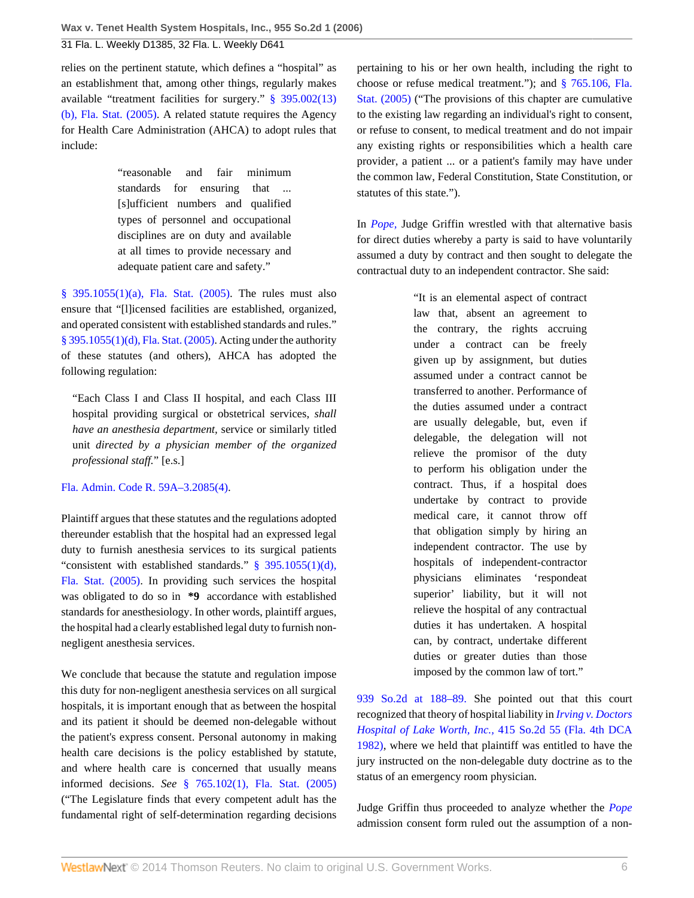relies on the pertinent statute, which defines a "hospital" as an establishment that, among other things, regularly makes available "treatment facilities for surgery." § 395.002(13)(b), Fla. Stat. (2005). A related statute requires the Agency for Health Care Administration (AHCA) to adopt rules that include:

> "reasonable and fair minimum standards for ensuring that ... [s]ufficient numbers and qualified types of personnel and occupational disciplines are on duty and available at all times to provide necessary and adequate patient care and safety."

§ 395.1055(1)(a), Fla. Stat. (2005). The rules must also ensure that "[l]icensed facilities are established, organized, and operated consistent with established standards and rules." § 395.1055(1)(d), Fla. Stat. (2005). Acting under the authority of these statutes (and others), AHCA has adopted the following regulation:

> "Each Class I and Class II hospital, and each Class III hospital providing surgical or obstetrical services, *shall have an anesthesia department,* service or similarly titled unit *directed by a physician member of the organized professional staff.*" [e.s.]

Fla. Admin. Code R. 59A–3.2085(4).

Plaintiff argues that these statutes and the regulations adopted thereunder establish that the hospital had an expressed legal duty to furnish anesthesia services to its surgical patients "consistent with established standards." § 395.1055(1)(d), Fla. Stat. (2005). In providing such services the hospital was obligated to do so in **\*9** accordance with established standards for anesthesiology. In other words, plaintiff argues, the hospital had a clearly established legal duty to furnish non-negligent anesthesia services.

We conclude that because the statute and regulation impose this duty for non-negligent anesthesia services on all surgical hospitals, it is important enough that as between the hospital and its patient it should be deemed non-delegable without the patient's express consent. Personal autonomy in making health care decisions is the policy established by statute, and where health care is concerned that usually means informed decisions. *See* § 765.102(1), Fla. Stat. (2005) ("The Legislature finds that every competent adult has the fundamental right of self-determination regarding decisions pertaining to his or her own health, including the right to choose or refuse medical treatment."); and § 765.106, Fla. Stat. (2005) ("The provisions of this chapter are cumulative to the existing law regarding an individual's right to consent, or refuse to consent, to medical treatment and do not impair any existing rights or responsibilities which a health care provider, a patient ... or a patient's family may have under the common law, Federal Constitution, State Constitution, or statutes of this state.").

In *Pope,* Judge Griffin wrestled with that alternative basis for direct duties whereby a party is said to have voluntarily assumed a duty by contract and then sought to delegate the contractual duty to an independent contractor. She said:

> "It is an elemental aspect of contract law that, absent an agreement to the contrary, the rights accruing under a contract can be freely given up by assignment, but duties assumed under a contract cannot be transferred to another. Performance of the duties assumed under a contract are usually delegable, but, even if delegable, the delegation will not relieve the promisor of the duty to perform his obligation under the contract. Thus, if a hospital does undertake by contract to provide medical care, it cannot throw off that obligation simply by hiring an independent contractor. The use by hospitals of independent-contractor physicians eliminates 'respondeat superior' liability, but it will not relieve the hospital of any contractual duties it has undertaken. A hospital can, by contract, undertake different duties or greater duties than those imposed by the common law of tort."

939 So.2d at 188–89. She pointed out that this court recognized that theory of hospital liability in *Irving v. Doctors Hospital of Lake Worth, Inc.,* 415 So.2d 55 (Fla. 4th DCA 1982), where we held that plaintiff was entitled to have the jury instructed on the non-delegable duty doctrine as to the status of an emergency room physician.

Judge Griffin thus proceeded to analyze whether the *Pope* admission consent form ruled out the assumption of a non-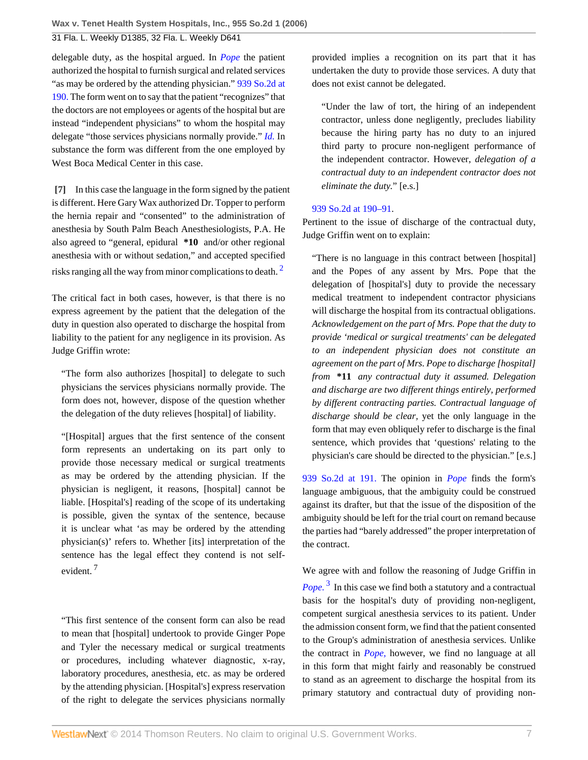delegable duty, as the hospital argued. In *Pope* the patient authorized the hospital to furnish surgical and related services "as may be ordered by the attending physician." 939 So.2d at 190. The form went on to say that the patient "recognizes" that the doctors are not employees or agents of the hospital but are instead "independent physicians" to whom the hospital may delegate "those services physicians normally provide." *Id.* In substance the form was different from the one employed by West Boca Medical Center in this case.

**[7]** In this case the language in the form signed by the patient is different. Here Gary Wax authorized Dr. Topper to perform the hernia repair and "consented" to the administration of anesthesia by South Palm Beach Anesthesiologists, P.A. He also agreed to "general, epidural **\*10** and/or other regional anesthesia with or without sedation," and accepted specified risks ranging all the way from minor complications to death.[2]

The critical fact in both cases, however, is that there is no express agreement by the patient that the delegation of the duty in question also operated to discharge the hospital from liability to the patient for any negligence in its provision. As Judge Griffin wrote:

> "The form also authorizes [hospital] to delegate to such physicians the services physicians normally provide. The form does not, however, dispose of the question whether the delegation of the duty relieves [hospital] of liability.
>
> "[Hospital] argues that the first sentence of the consent form represents an undertaking on its part only to provide those necessary medical or surgical treatments as may be ordered by the attending physician. If the physician is negligent, it reasons, [hospital] cannot be liable. [Hospital's] reading of the scope of its undertaking is possible, given the syntax of the sentence, because it is unclear what 'as may be ordered by the attending physician(s)' refers to. Whether [its] interpretation of the sentence has the legal effect they contend is not self-evident.[7]
>
> "This first sentence of the consent form can also be read to mean that [hospital] undertook to provide Ginger Pope and Tyler the necessary medical or surgical treatments or procedures, including whatever diagnostic, x-ray, laboratory procedures, anesthesia, etc. as may be ordered by the attending physician. [Hospital's] express reservation of the right to delegate the services physicians normally provided implies a recognition on its part that it has undertaken the duty to provide those services. A duty that does not exist cannot be delegated.
>
> "Under the law of tort, the hiring of an independent contractor, unless done negligently, precludes liability because the hiring party has no duty to an injured third party to procure non-negligent performance of the independent contractor. However, *delegation of a contractual duty to an independent contractor does not eliminate the duty.*" [e.s.]

939 So.2d at 190–91.

Pertinent to the issue of discharge of the contractual duty, Judge Griffin went on to explain:

> "There is no language in this contract between [hospital] and the Popes of any assent by Mrs. Pope that the delegation of [hospital's] duty to provide the necessary medical treatment to independent contractor physicians will discharge the hospital from its contractual obligations. *Acknowledgement on the part of Mrs. Pope that the duty to provide 'medical or surgical treatments' can be delegated to an independent physician does not constitute an agreement on the part of Mrs. Pope to discharge [hospital] from* **\*11** *any contractual duty it assumed. Delegation and discharge are two different things entirely, performed by different contracting parties. Contractual language of discharge should be clear,* yet the only language in the form that may even obliquely refer to discharge is the final sentence, which provides that 'questions' relating to the physician's care should be directed to the physician." [e.s.]

939 So.2d at 191. The opinion in *Pope* finds the form's language ambiguous, that the ambiguity could be construed against its drafter, but that the issue of the disposition of the ambiguity should be left for the trial court on remand because the parties had "barely addressed" the proper interpretation of the contract.

We agree with and follow the reasoning of Judge Griffin in *Pope.*[3] In this case we find both a statutory and a contractual basis for the hospital's duty of providing non-negligent, competent surgical anesthesia services to its patient. Under the admission consent form, we find that the patient consented to the Group's administration of anesthesia services. Unlike the contract in *Pope,* however, we find no language at all in this form that might fairly and reasonably be construed to stand as an agreement to discharge the hospital from its primary statutory and contractual duty of providing non-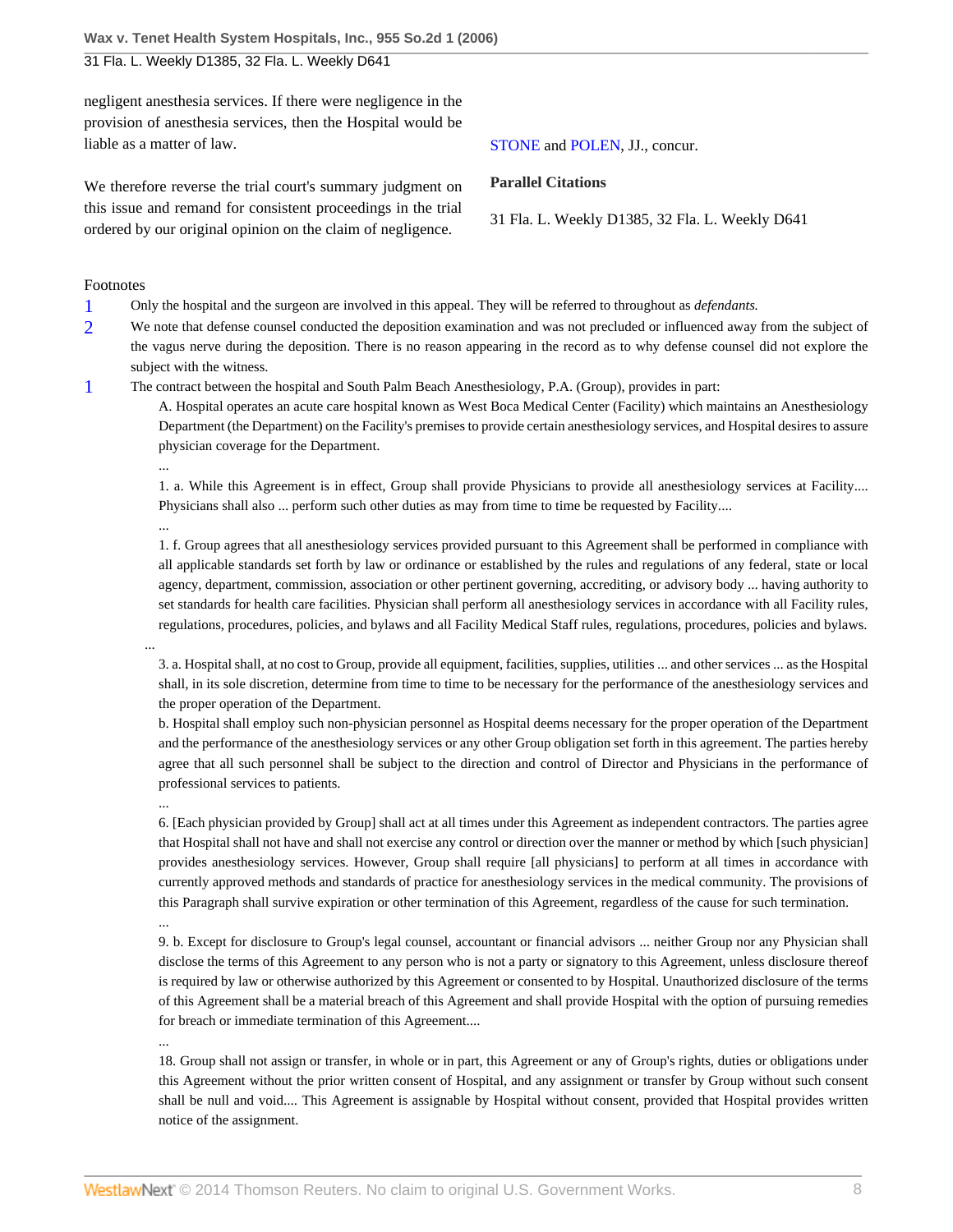negligent anesthesia services. If there were negligence in the provision of anesthesia services, then the Hospital would be liable as a matter of law.

We therefore reverse the trial court's summary judgment on this issue and remand for consistent proceedings in the trial ordered by our original opinion on the claim of negligence.

STONE and POLEN, JJ., concur.

**Parallel Citations**

31 Fla. L. Weekly D1385, 32 Fla. L. Weekly D641

Footnotes

1 Only the hospital and the surgeon are involved in this appeal. They will be referred to throughout as *defendants.*

2 We note that defense counsel conducted the deposition examination and was not precluded or influenced away from the subject of the vagus nerve during the deposition. There is no reason appearing in the record as to why defense counsel did not explore the subject with the witness.

1 The contract between the hospital and South Palm Beach Anesthesiology, P.A. (Group), provides in part:

> A. Hospital operates an acute care hospital known as West Boca Medical Center (Facility) which maintains an Anesthesiology Department (the Department) on the Facility's premises to provide certain anesthesiology services, and Hospital desires to assure physician coverage for the Department.
>
> ...
>
> 1. a. While this Agreement is in effect, Group shall provide Physicians to provide all anesthesiology services at Facility.... Physicians shall also ... perform such other duties as may from time to time be requested by Facility....
>
> ...
>
> 1. f. Group agrees that all anesthesiology services provided pursuant to this Agreement shall be performed in compliance with all applicable standards set forth by law or ordinance or established by the rules and regulations of any federal, state or local agency, department, commission, association or other pertinent governing, accrediting, or advisory body ... having authority to set standards for health care facilities. Physician shall perform all anesthesiology services in accordance with all Facility rules, regulations, procedures, policies, and bylaws and all Facility Medical Staff rules, regulations, procedures, policies and bylaws.
>
> ...
>
> 3. a. Hospital shall, at no cost to Group, provide all equipment, facilities, supplies, utilities ... and other services ... as the Hospital shall, in its sole discretion, determine from time to time to be necessary for the performance of the anesthesiology services and the proper operation of the Department.
>
> b. Hospital shall employ such non-physician personnel as Hospital deems necessary for the proper operation of the Department and the performance of the anesthesiology services or any other Group obligation set forth in this agreement. The parties hereby agree that all such personnel shall be subject to the direction and control of Director and Physicians in the performance of professional services to patients.
>
> ...
>
> 6. [Each physician provided by Group] shall act at all times under this Agreement as independent contractors. The parties agree that Hospital shall not have and shall not exercise any control or direction over the manner or method by which [such physician] provides anesthesiology services. However, Group shall require [all physicians] to perform at all times in accordance with currently approved methods and standards of practice for anesthesiology services in the medical community. The provisions of this Paragraph shall survive expiration or other termination of this Agreement, regardless of the cause for such termination.
>
> ...
>
> 9. b. Except for disclosure to Group's legal counsel, accountant or financial advisors ... neither Group nor any Physician shall disclose the terms of this Agreement to any person who is not a party or signatory to this Agreement, unless disclosure thereof is required by law or otherwise authorized by this Agreement or consented to by Hospital. Unauthorized disclosure of the terms of this Agreement shall be a material breach of this Agreement and shall provide Hospital with the option of pursuing remedies for breach or immediate termination of this Agreement....
>
> ...
>
> 18. Group shall not assign or transfer, in whole or in part, this Agreement or any of Group's rights, duties or obligations under this Agreement without the prior written consent of Hospital, and any assignment or transfer by Group without such consent shall be null and void.... This Agreement is assignable by Hospital without consent, provided that Hospital provides written notice of the assignment.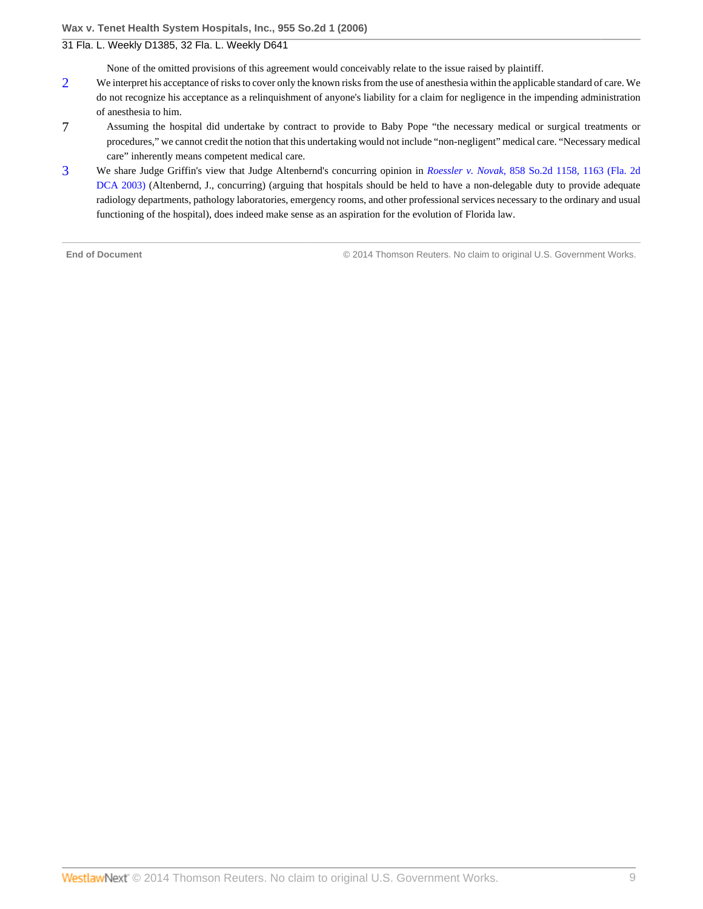None of the omitted provisions of this agreement would conceivably relate to the issue raised by plaintiff.

2 We interpret his acceptance of risks to cover only the known risks from the use of anesthesia within the applicable standard of care. We do not recognize his acceptance as a relinquishment of anyone's liability for a claim for negligence in the impending administration of anesthesia to him.

7 Assuming the hospital did undertake by contract to provide to Baby Pope "the necessary medical or surgical treatments or procedures," we cannot credit the notion that this undertaking would not include "non-negligent" medical care. "Necessary medical care" inherently means competent medical care.

3 We share Judge Griffin's view that Judge Altenbernd's concurring opinion in *Roessler v. Novak,* 858 So.2d 1158, 1163 (Fla. 2d DCA 2003) (Altenbernd, J., concurring) (arguing that hospitals should be held to have a non-delegable duty to provide adequate radiology departments, pathology laboratories, emergency rooms, and other professional services necessary to the ordinary and usual functioning of the hospital), does indeed make sense as an aspiration for the evolution of Florida law.

**End of Document** © 2014 Thomson Reuters. No claim to original U.S. Government Works.